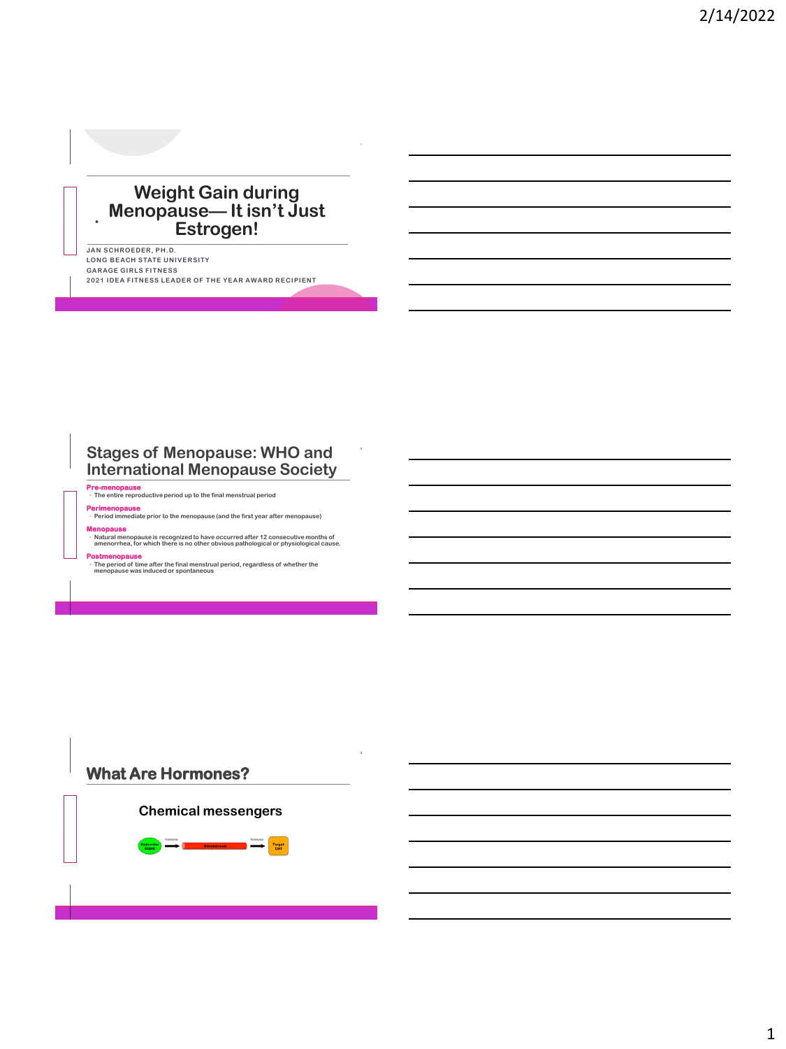# Weight Gain during Menopause— It isn't Just Estrogen!

JAN SCHROEDER, PH.D.
LONG BEACH STATE UNIVERSITY
GARAGE GIRLS FITNESS
2021 IDEA FITNESS LEADER OF THE YEAR AWARD RECIPIENT

## Stages of Menopause: WHO and International Menopause Society

**Pre-menopause**
- The entire reproductive period up to the final menstrual period

**Perimenopause**
- Period immediate prior to the menopause (and the first year after menopause)

**Menopause**
- Natural menopause is recognized to have occurred after 12 consecutive months of amenorrhea, for which there is no other obvious pathological or physiological cause.

**Postmenopause**
- The period of time after the final menstrual period, regardless of whether the menopause was induced or spontaneous

## What Are Hormones?

Chemical messengers

Endocrine Gland → hormone → Bloodstream → hormone → Target Cell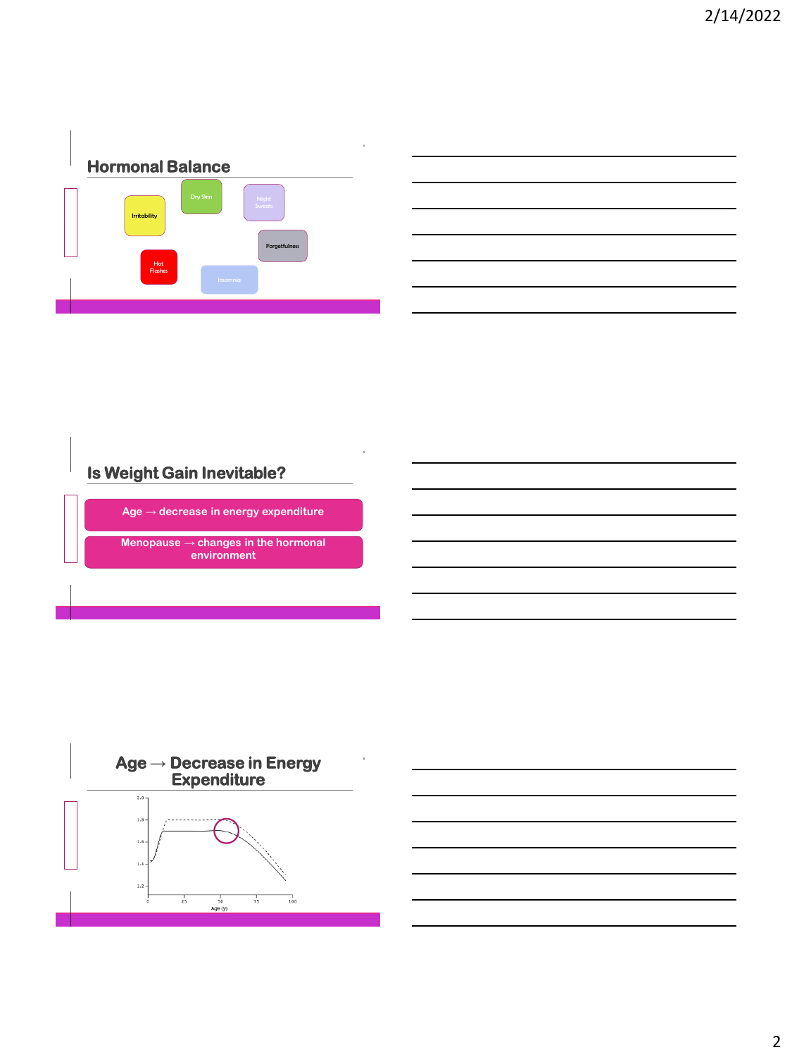## Hormonal Balance

- Irritability
- Dry Skin
- Night Sweats
- Forgetfulness
- Hot Flashes
- Insomnia

## Is Weight Gain Inevitable?

- Age → decrease in energy expenditure
- Menopause → changes in the hormonal environment

## Age → Decrease in Energy Expenditure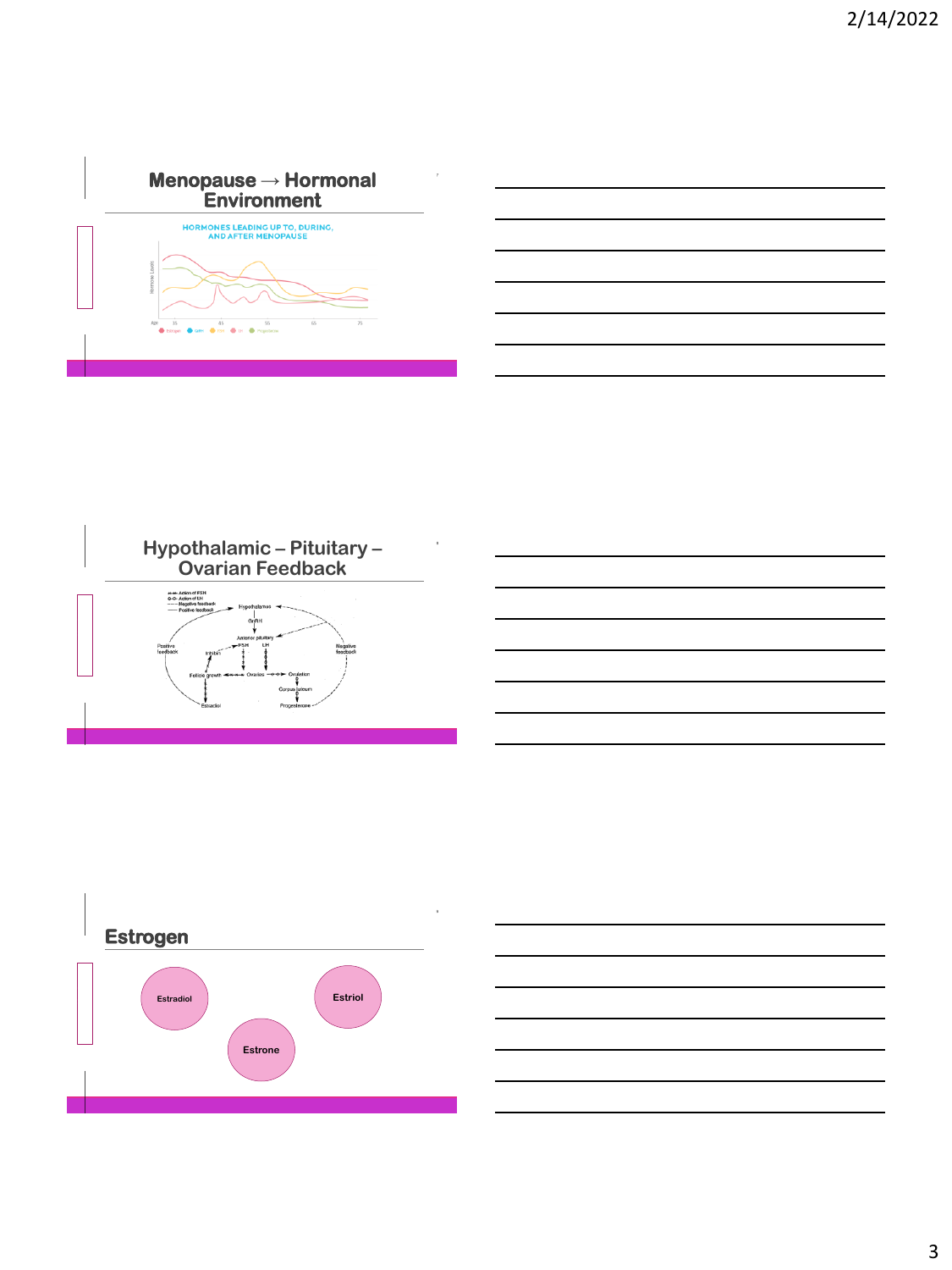## Menopause → Hormonal Environment

HORMONES LEADING UP TO, DURING, AND AFTER MENOPAUSE

## Hypothalamic – Pituitary – Ovarian Feedback

## Estrogen

Estradiol

Estrone

Estriol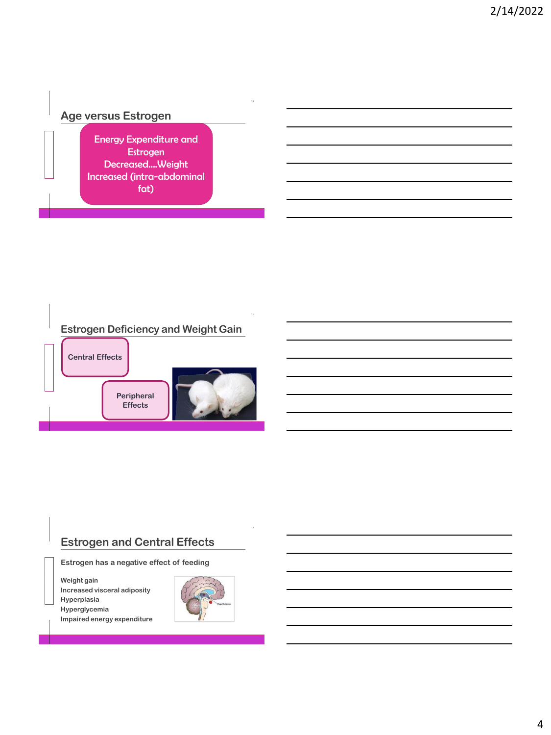## Age versus Estrogen

Energy Expenditure and Estrogen Decreased....Weight Increased (intra-abdominal fat)

## Estrogen Deficiency and Weight Gain

Central Effects

Peripheral Effects

## Estrogen and Central Effects

Estrogen has a negative effect of feeding

- Weight gain
- Increased visceral adiposity
- Hyperplasia
- Hyperglycemia
- Impaired energy expenditure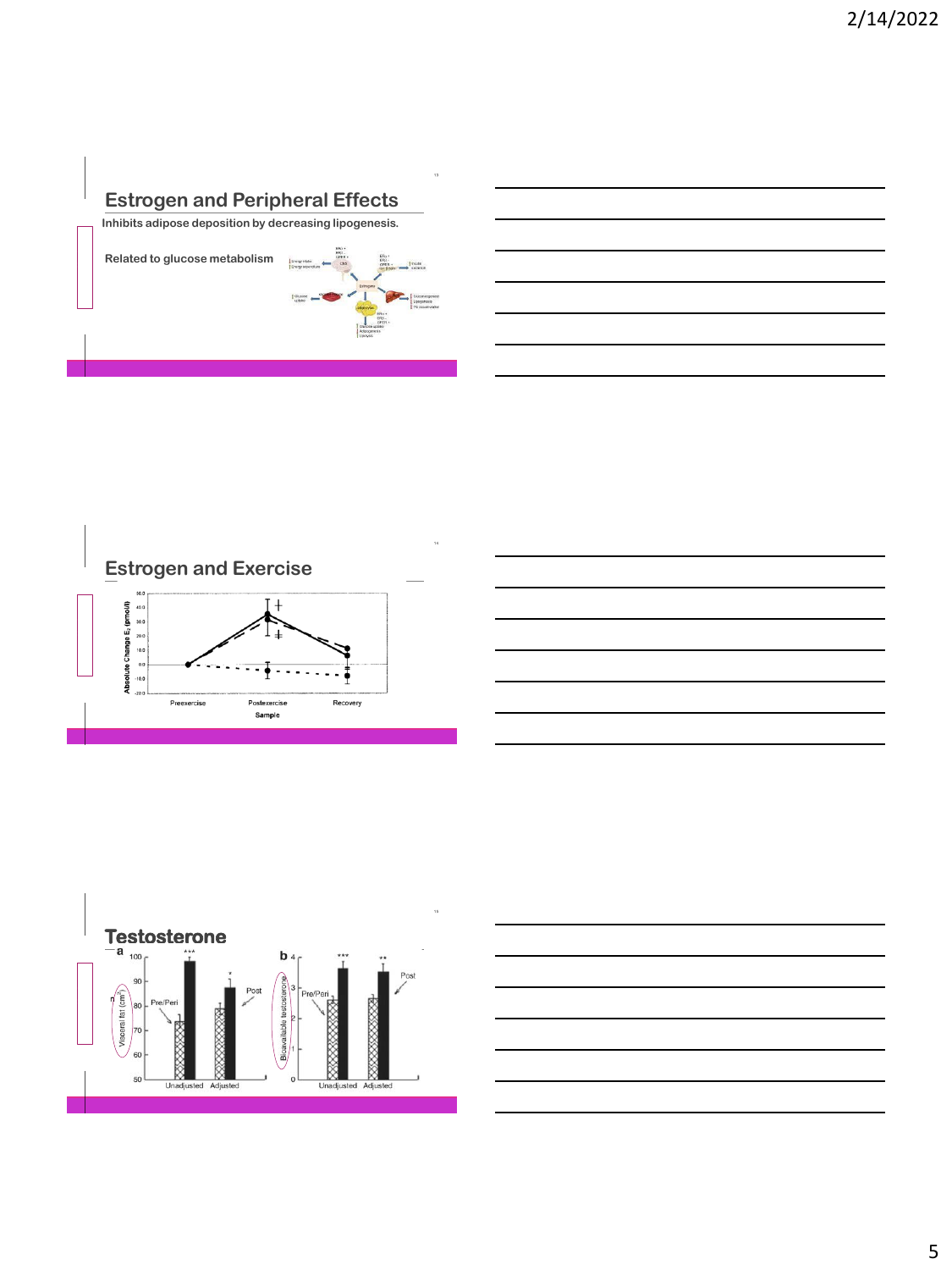## Estrogen and Peripheral Effects

Inhibits adipose deposition by decreasing lipogenesis.

Related to glucose metabolism

## Estrogen and Exercise

## Testosterone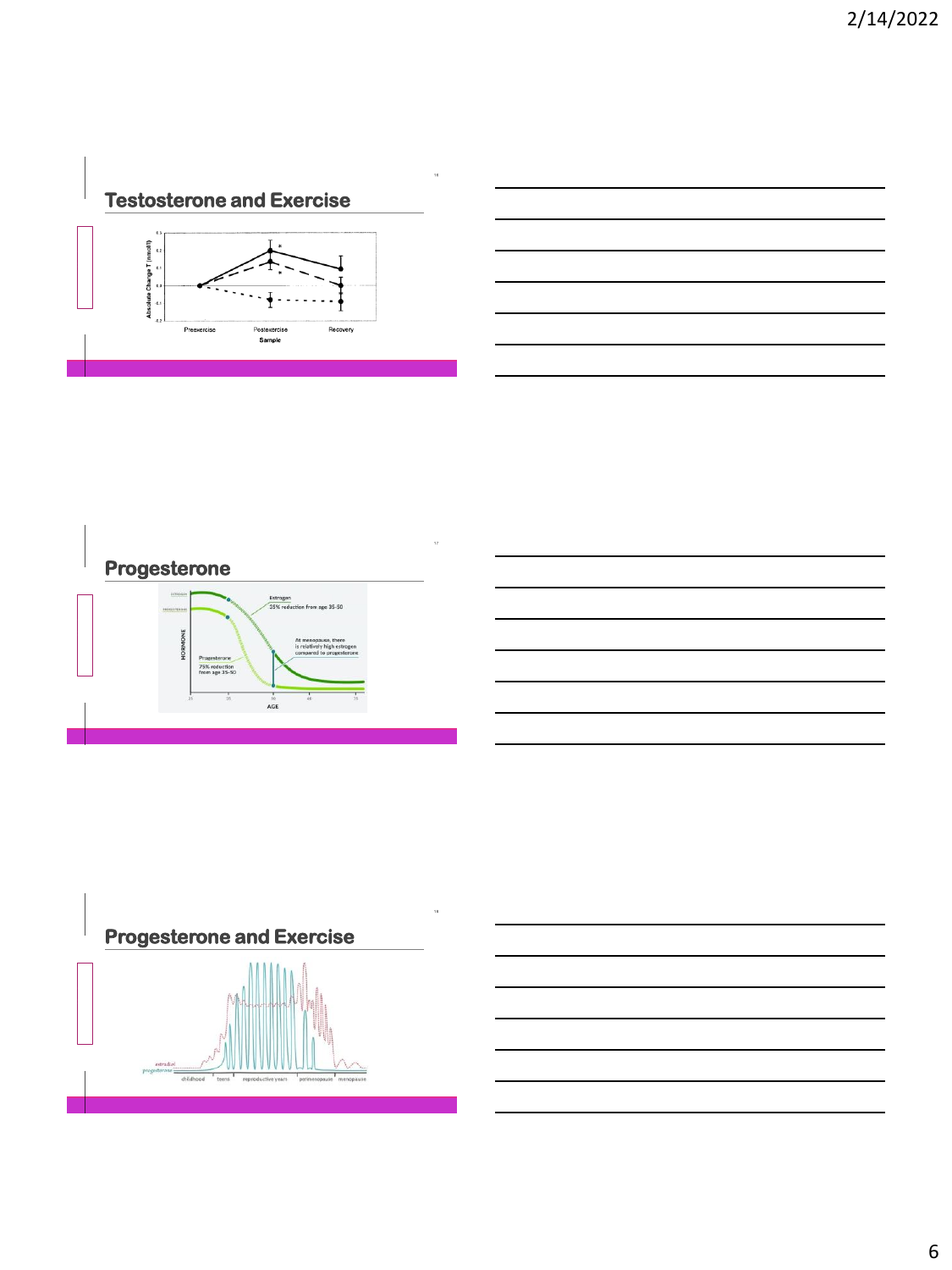## Testosterone and Exercise

## Progesterone

## Progesterone and Exercise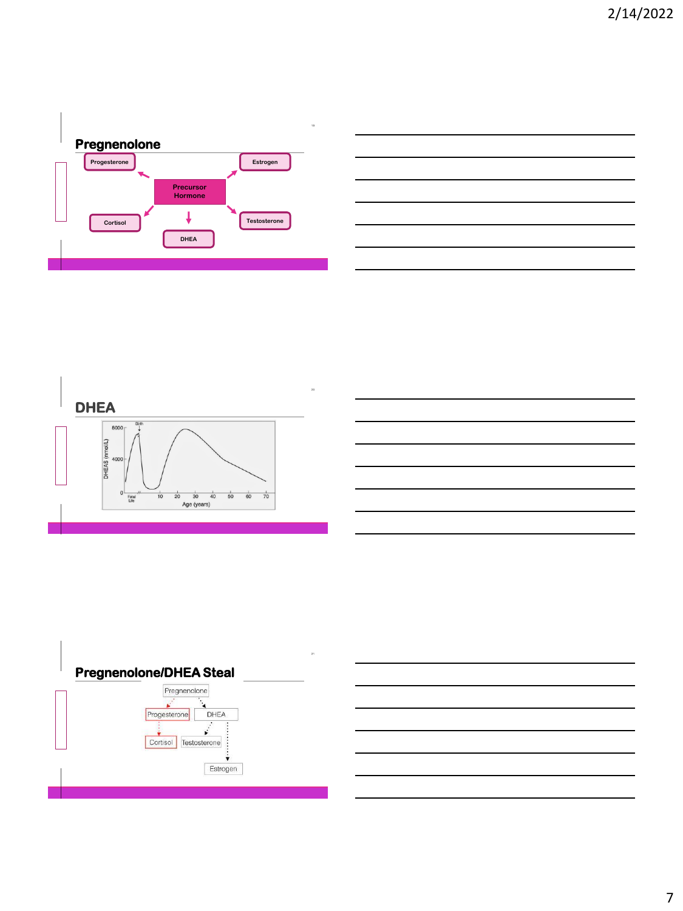## Pregnenolone

Progesterone

Estrogen

Precursor Hormone

Cortisol

DHEA

Testosterone

## DHEA

DHEAS (nmol/L)

8000

4000

0

Birth

Fetal Life

10 20 30 40 50 60 70

Age (years)

## Pregnenolone/DHEA Steal

Pregnenolone

Progesterone

DHEA

Cortisol

Testosterone

Estrogen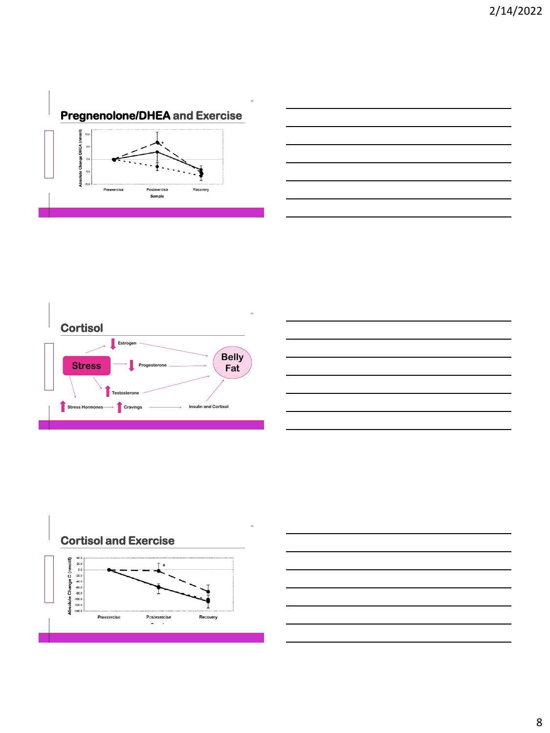## Pregnenolone/DHEA and Exercise

Absolute Change DHEA (nmol/l)

10.0
5.0
0.0
-5.0
-10.0

Preexercise Postexercise Recovery

Sample

## Cortisol

Stress

Estrogen

Progesterone

Testosterone

Belly Fat

Stress Hormones

Cravings

Insulin and Cortisol

## Cortisol and Exercise

Absolute Change C (nmol/l)

40.0
20.0
0.0
-20.0
-40.0
-60.0
-80.0
-100.0
-120.0
-140.0

Preexercise Postexercise Recovery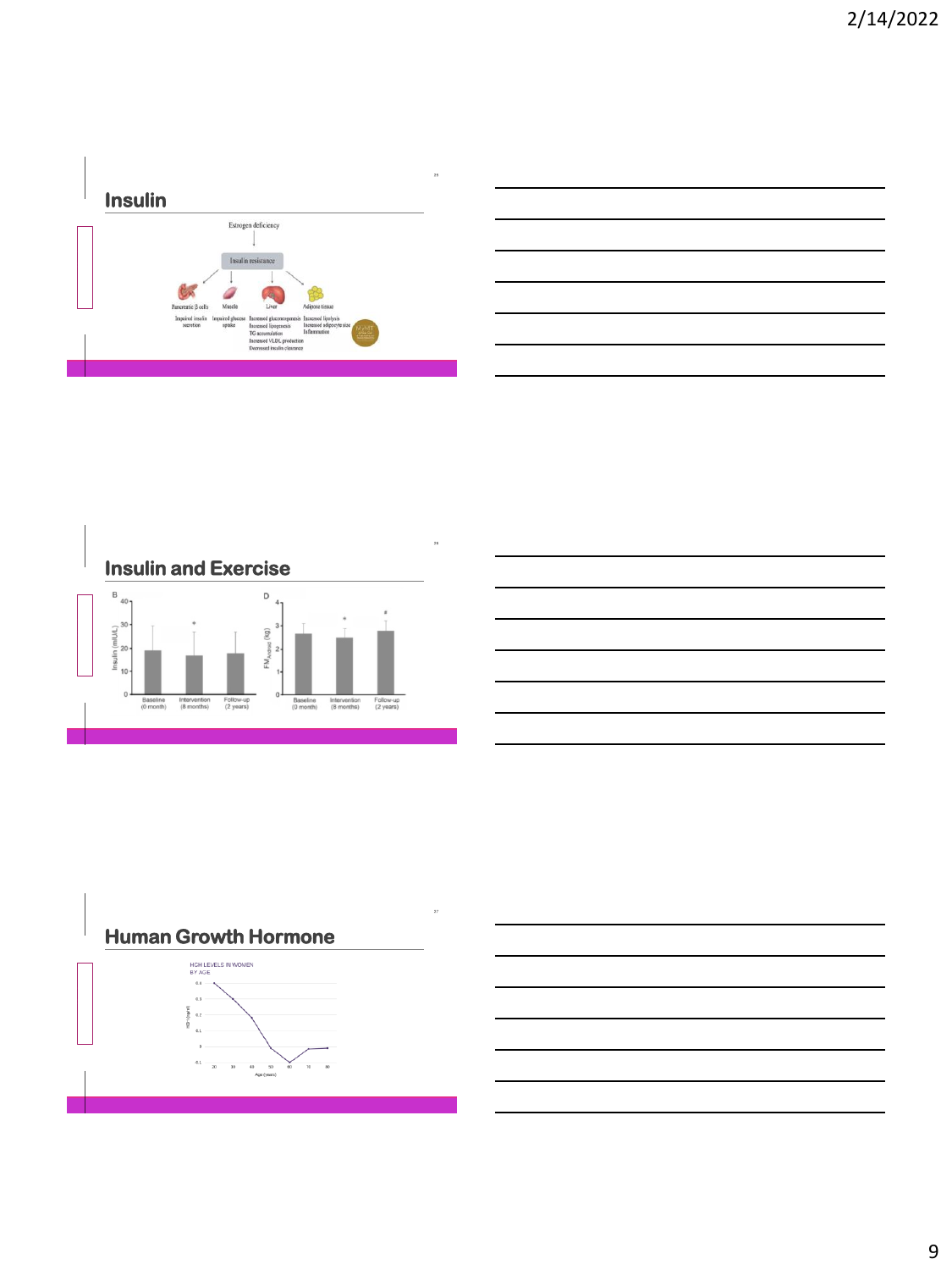## Insulin

Estrogen deficiency

Insulin resistance

Pancreatic β cells — Impaired insulin secretion

Muscle — Impaired glucose uptake

Liver — Increased gluconeogenesis, Increased lipogenesis, TG accumulation, Increased VLDL production, Decreased insulin clearance

Adipose tissue — Increased lipolysis, Increased adipocyte size, Inflammation

## Insulin and Exercise

B: Insulin (mIU/L) — Baseline (0 month), Intervention (8 months) *, Follow-up (2 years)

D: $FM_{Android}$ (kg) — Baseline (0 month), Intervention (8 months) *, Follow-up (2 years) #

## Human Growth Hormone

HGH LEVELS IN WOMEN BY AGE

HGH (ng/ml) vs. Age (years)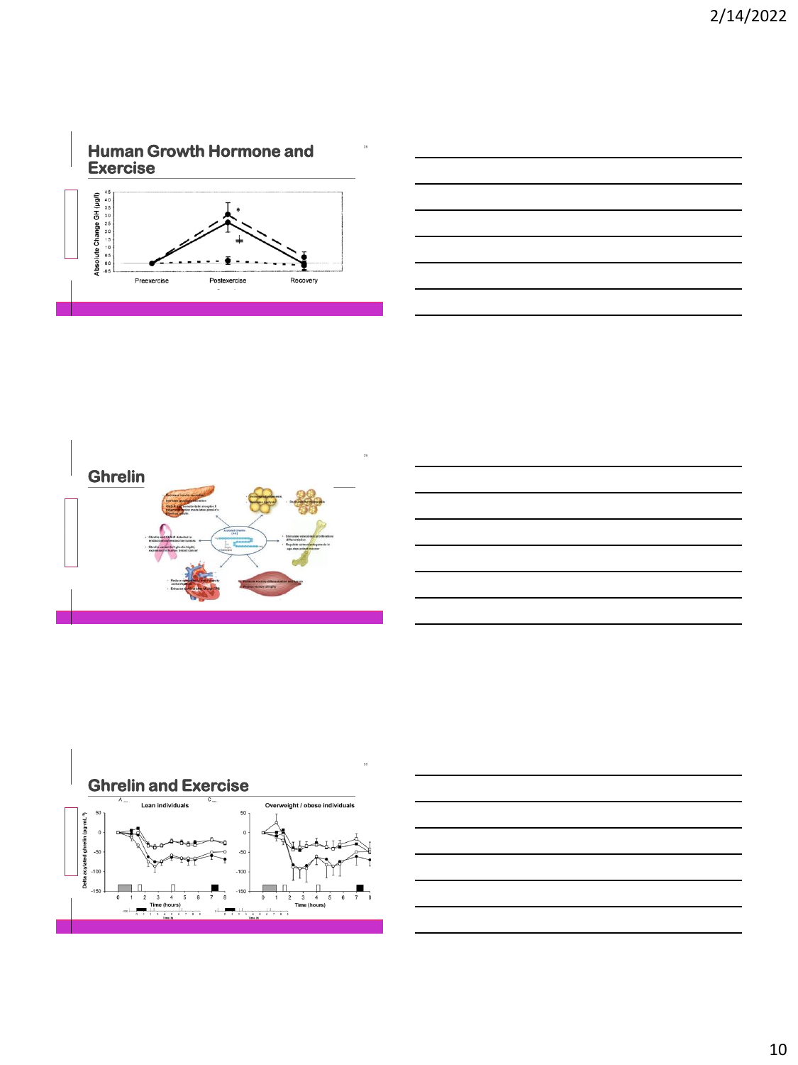## Human Growth Hormone and Exercise

## Ghrelin

## Ghrelin and Exercise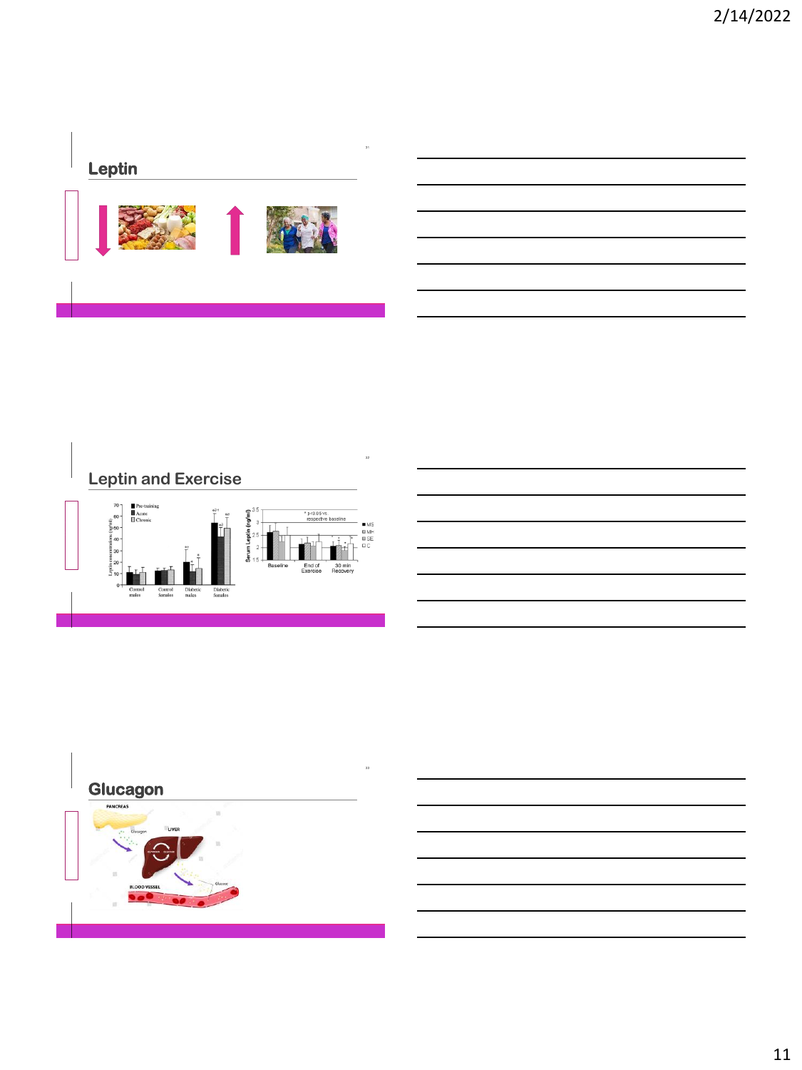## Leptin

## Leptin and Exercise

## Glucagon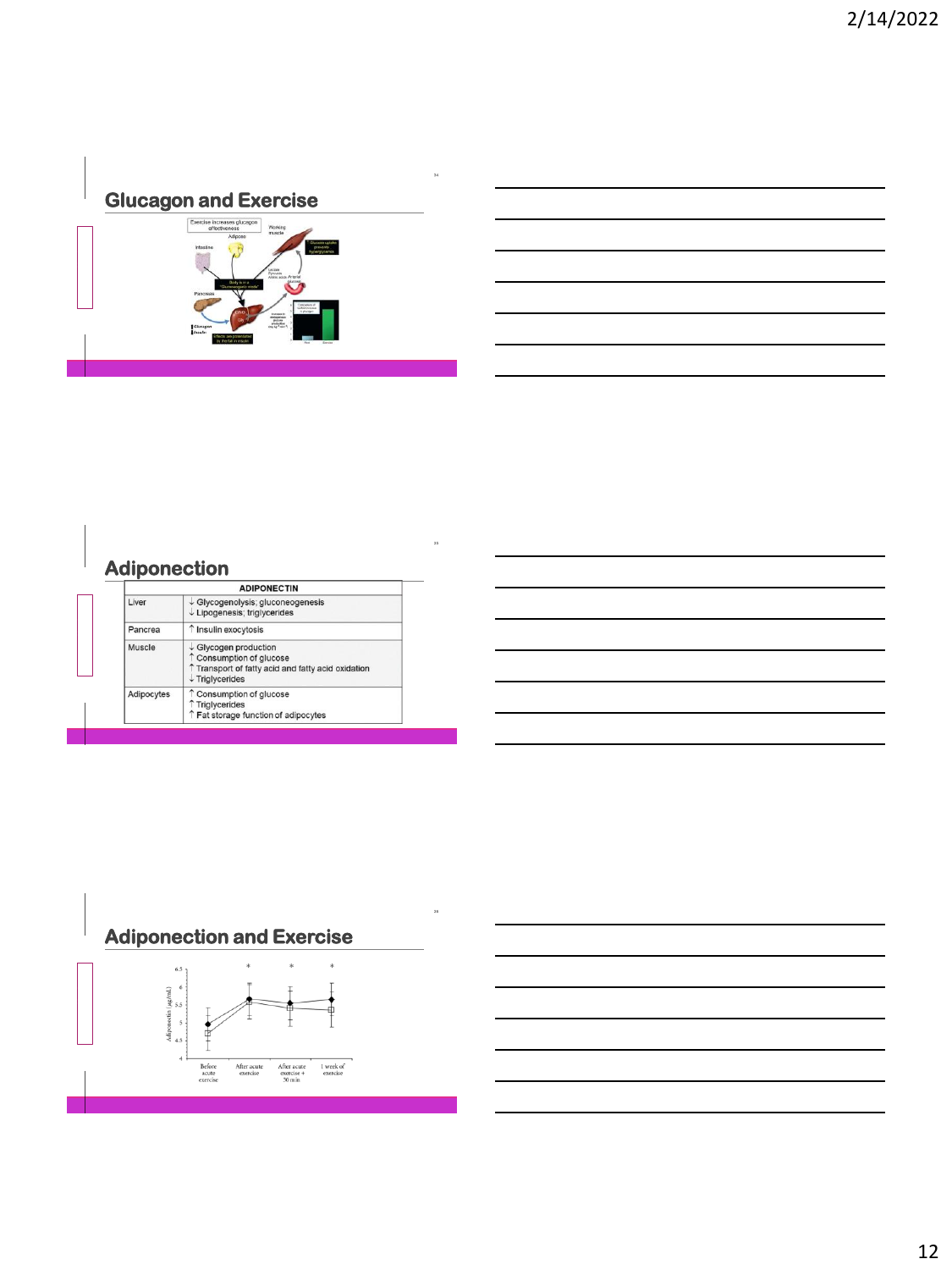## Glucagon and Exercise

## Adiponection

| ADIPONECTIN | |
|---|---|
| Liver | ↓ Glycogenolysis; gluconeogenesis<br>↓ Lipogenesis; triglycerides |
| Pancrea | ↑ Insulin exocytosis |
| Muscle | ↓ Glycogen production<br>↑ Consumption of glucose<br>↑ Transport of fatty acid and fatty acid oxidation<br>↓ Triglycerides |
| Adipocytes | ↑ Consumption of glucose<br>↑ Triglycerides<br>↑ Fat storage function of adipocytes |

## Adiponection and Exercise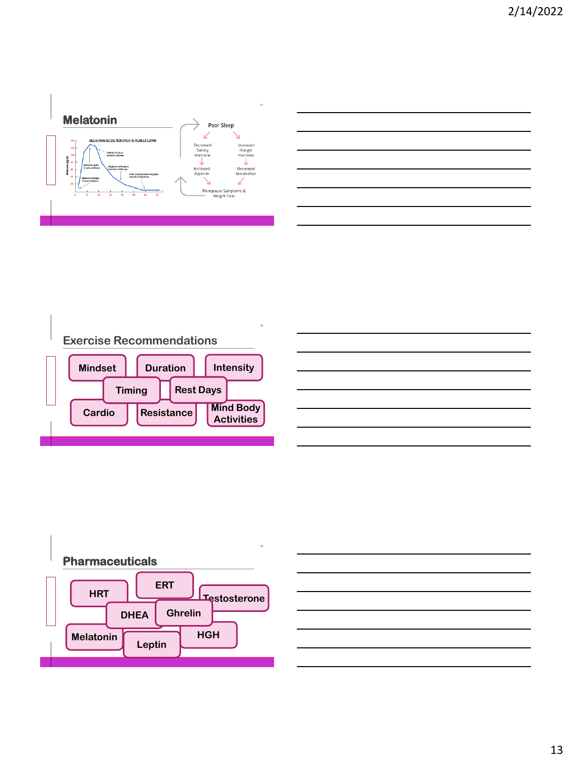## Melatonin

MELATONIN SECRETION OVER 70-YEAR LIFE SPAN

Poor Sleep

Decreased Satiety Hormone → Increased Appetite

Increased Hunger Hormone → Decreased Metabolism

Menopause Symptoms & Weight Gain

## Exercise Recommendations

- Mindset
- Duration
- Intensity
- Timing
- Rest Days
- Cardio
- Resistance
- Mind Body Activities

## Pharmaceuticals

- HRT
- ERT
- Testosterone
- DHEA
- Ghrelin
- Melatonin
- Leptin
- HGH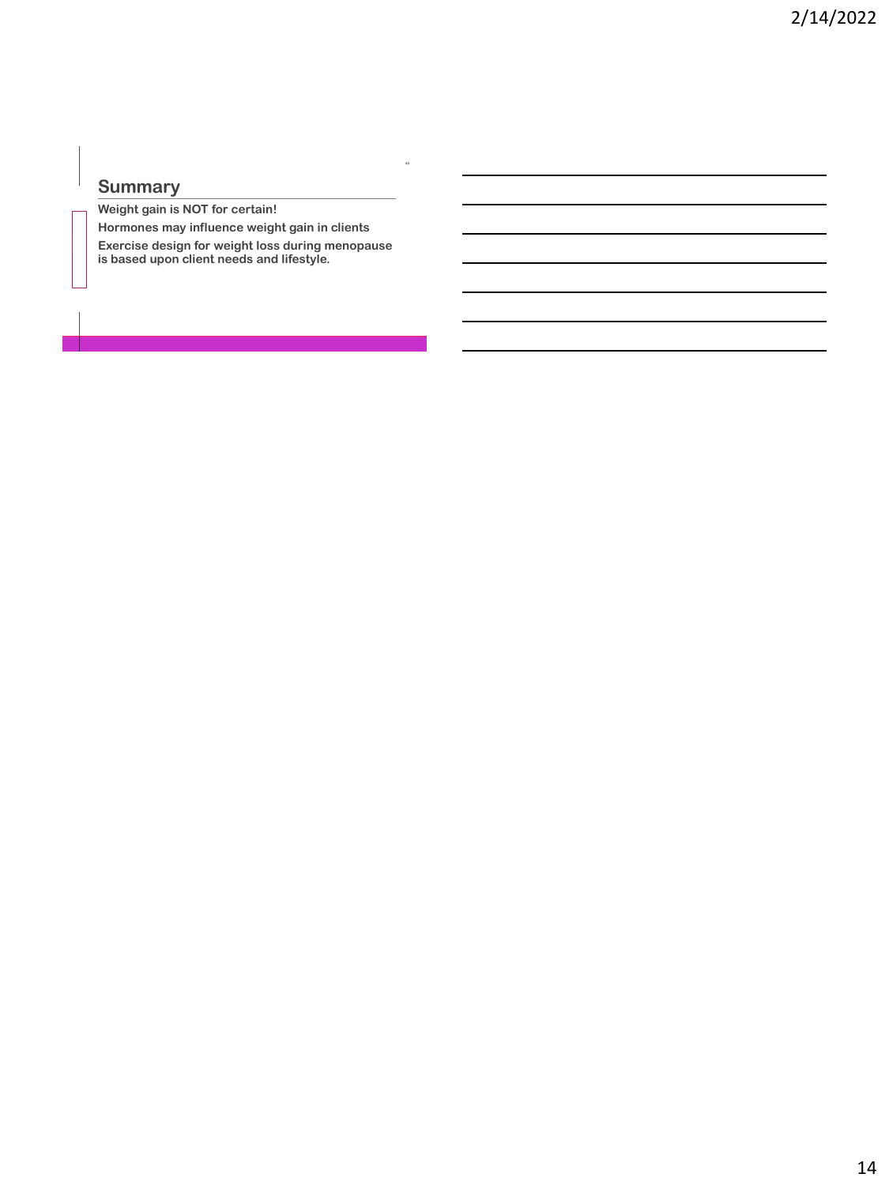## Summary

Weight gain is NOT for certain!

Hormones may influence weight gain in clients

Exercise design for weight loss during menopause is based upon client needs and lifestyle.